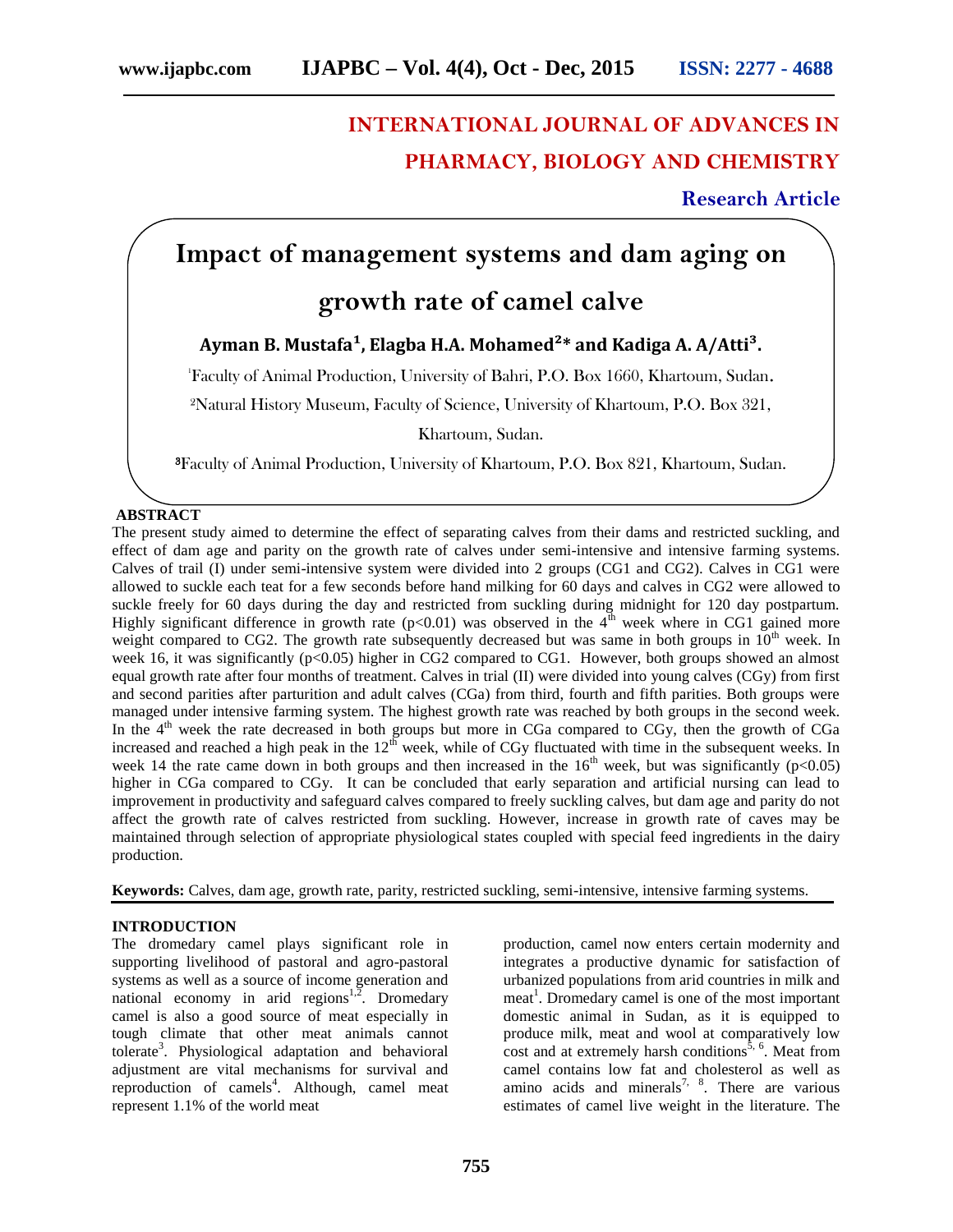# INTERNATIONAL JOURNAL OF ADVANCES IN PHARMACY, BIOLOGY AND CHEMISTRY

**Research Article**

# Impact of management systems and dam aging on growth rate of camel calve

**Ayman B. Mustafa[1], Elagba H.A. Mohamed[2]* and Kadiga A. A/Atti[3].**

[1]Faculty of Animal Production, University of Bahri, P.O. Box 1660, Khartoum, Sudan.

[2]Natural History Museum, Faculty of Science, University of Khartoum, P.O. Box 321, Khartoum, Sudan.

[3]Faculty of Animal Production, University of Khartoum, P.O. Box 821, Khartoum, Sudan.

## ABSTRACT

The present study aimed to determine the effect of separating calves from their dams and restricted suckling, and effect of dam age and parity on the growth rate of calves under semi-intensive and intensive farming systems. Calves of trail (I) under semi-intensive system were divided into 2 groups (CG1 and CG2). Calves in CG1 were allowed to suckle each teat for a few seconds before hand milking for 60 days and calves in CG2 were allowed to suckle freely for 60 days during the day and restricted from suckling during midnight for 120 day postpartum. Highly significant difference in growth rate ($p<0.01$) was observed in the 4$^{th}$ week where in CG1 gained more weight compared to CG2. The growth rate subsequently decreased but was same in both groups in 10$^{th}$ week. In week 16, it was significantly ($p<0.05$) higher in CG2 compared to CG1. However, both groups showed an almost equal growth rate after four months of treatment. Calves in trial (II) were divided into young calves (CGy) from first and second parities after parturition and adult calves (CGa) from third, fourth and fifth parities. Both groups were managed under intensive farming system. The highest growth rate was reached by both groups in the second week. In the 4$^{th}$ week the rate decreased in both groups but more in CGa compared to CGy, then the growth of CGa increased and reached a high peak in the 12$^{th}$ week, while of CGy fluctuated with time in the subsequent weeks. In week 14 the rate came down in both groups and then increased in the 16$^{th}$ week, but was significantly ($p<0.05$) higher in CGa compared to CGy. It can be concluded that early separation and artificial nursing can lead to improvement in productivity and safeguard calves compared to freely suckling calves, but dam age and parity do not affect the growth rate of calves restricted from suckling. However, increase in growth rate of caves may be maintained through selection of appropriate physiological states coupled with special feed ingredients in the dairy production.

**Keywords:** Calves, dam age, growth rate, parity, restricted suckling, semi-intensive, intensive farming systems.

## INTRODUCTION

The dromedary camel plays significant role in supporting livelihood of pastoral and agro-pastoral systems as well as a source of income generation and national economy in arid regions[1,2]. Dromedary camel is also a good source of meat especially in tough climate that other meat animals cannot tolerate[3]. Physiological adaptation and behavioral adjustment are vital mechanisms for survival and reproduction of camels[4]. Although, camel meat represent 1.1% of the world meat production, camel now enters certain modernity and integrates a productive dynamic for satisfaction of urbanized populations from arid countries in milk and meat[1]. Dromedary camel is one of the most important domestic animal in Sudan, as it is equipped to produce milk, meat and wool at comparatively low cost and at extremely harsh conditions[5, 6]. Meat from camel contains low fat and cholesterol as well as amino acids and minerals[7, 8]. There are various estimates of camel live weight in the literature. The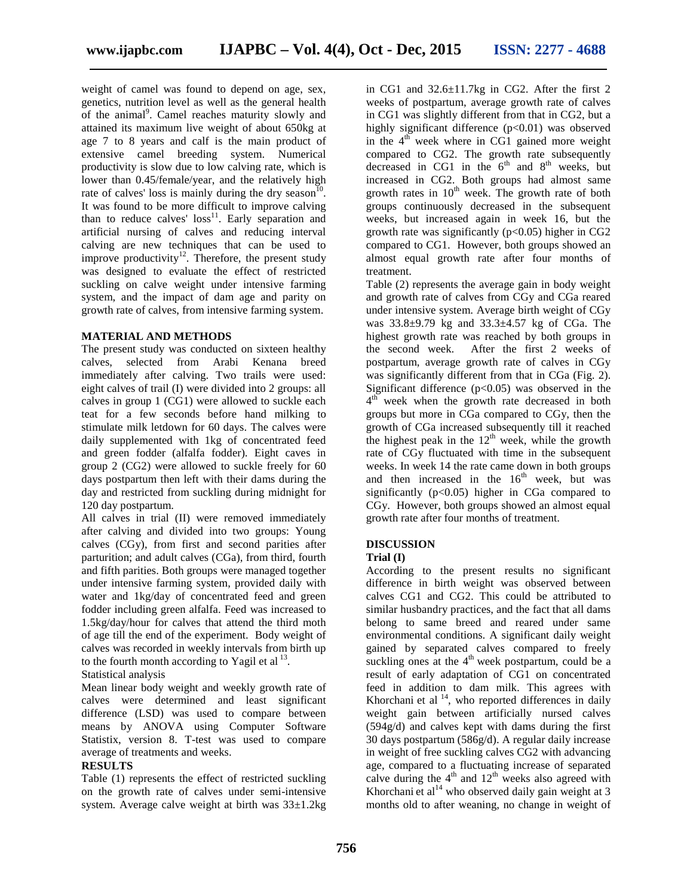weight of camel was found to depend on age, sex, genetics, nutrition level as well as the general health of the animal[9]. Camel reaches maturity slowly and attained its maximum live weight of about 650kg at age 7 to 8 years and calf is the main product of extensive camel breeding system. Numerical productivity is slow due to low calving rate, which is lower than 0.45/female/year, and the relatively high rate of calves' loss is mainly during the dry season[10]. It was found to be more difficult to improve calving than to reduce calves' loss[11]. Early separation and artificial nursing of calves and reducing interval calving are new techniques that can be used to improve productivity[12]. Therefore, the present study was designed to evaluate the effect of restricted suckling on calve weight under intensive farming system, and the impact of dam age and parity on growth rate of calves, from intensive farming system.

## MATERIAL AND METHODS

The present study was conducted on sixteen healthy calves, selected from Arabi Kenana breed immediately after calving. Two trails were used: eight calves of trail (I) were divided into 2 groups: all calves in group 1 (CG1) were allowed to suckle each teat for a few seconds before hand milking to stimulate milk letdown for 60 days. The calves were daily supplemented with 1kg of concentrated feed and green fodder (alfalfa fodder). Eight caves in group 2 (CG2) were allowed to suckle freely for 60 days postpartum then left with their dams during the day and restricted from suckling during midnight for 120 day postpartum.

All calves in trial (II) were removed immediately after calving and divided into two groups: Young calves (CGy), from first and second parities after parturition; and adult calves (CGa), from third, fourth and fifth parities. Both groups were managed together under intensive farming system, provided daily with water and 1kg/day of concentrated feed and green fodder including green alfalfa. Feed was increased to 1.5kg/day/hour for calves that attend the third moth of age till the end of the experiment. Body weight of calves was recorded in weekly intervals from birth up to the fourth month according to Yagil et al [13].

Statistical analysis

Mean linear body weight and weekly growth rate of calves were determined and least significant difference (LSD) was used to compare between means by ANOVA using Computer Software Statistix, version 8. T-test was used to compare average of treatments and weeks.

## RESULTS

Table (1) represents the effect of restricted suckling on the growth rate of calves under semi-intensive system. Average calve weight at birth was 33±1.2kg in CG1 and 32.6±11.7kg in CG2. After the first 2 weeks of postpartum, average growth rate of calves in CG1 was slightly different from that in CG2, but a highly significant difference ($p<0.01$) was observed in the 4th week where in CG1 gained more weight compared to CG2. The growth rate subsequently decreased in CG1 in the 6th and 8th weeks, but increased in CG2. Both groups had almost same growth rates in 10th week. The growth rate of both groups continuously decreased in the subsequent weeks, but increased again in week 16, but the growth rate was significantly ($p<0.05$) higher in CG2 compared to CG1. However, both groups showed an almost equal growth rate after four months of treatment.

Table (2) represents the average gain in body weight and growth rate of calves from CGy and CGa reared under intensive system. Average birth weight of CGy was 33.8±9.79 kg and 33.3±4.57 kg of CGa. The highest growth rate was reached by both groups in the second week. After the first 2 weeks of postpartum, average growth rate of calves in CGy was significantly different from that in CGa (Fig. 2). Significant difference ($p<0.05$) was observed in the 4th week when the growth rate decreased in both groups but more in CGa compared to CGy, then the growth of CGa increased subsequently till it reached the highest peak in the 12th week, while the growth rate of CGy fluctuated with time in the subsequent weeks. In week 14 the rate came down in both groups and then increased in the 16th week, but was significantly ($p<0.05$) higher in CGa compared to CGy. However, both groups showed an almost equal growth rate after four months of treatment.

## DISCUSSION

### Trial (I)

According to the present results no significant difference in birth weight was observed between calves CG1 and CG2. This could be attributed to similar husbandry practices, and the fact that all dams belong to same breed and reared under same environmental conditions. A significant daily weight gained by separated calves compared to freely suckling ones at the 4th week postpartum, could be a result of early adaptation of CG1 on concentrated feed in addition to dam milk. This agrees with Khorchani et al [14], who reported differences in daily weight gain between artificially nursed calves (594g/d) and calves kept with dams during the first 30 days postpartum (586g/d). A regular daily increase in weight of free suckling calves CG2 with advancing age, compared to a fluctuating increase of separated calve during the 4th and 12th weeks also agreed with Khorchani et al[14] who observed daily gain weight at 3 months old to after weaning, no change in weight of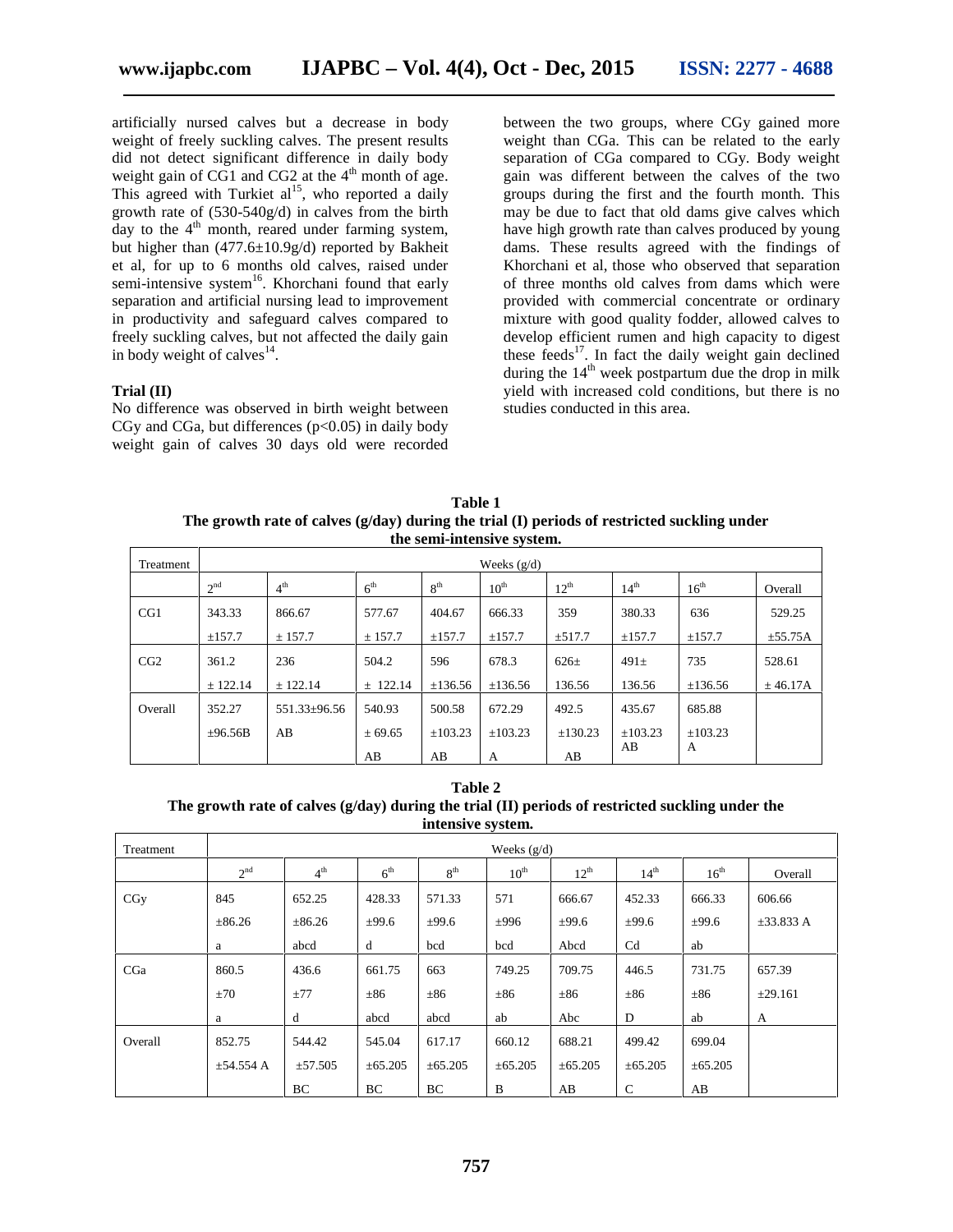artificially nursed calves but a decrease in body weight of freely suckling calves. The present results did not detect significant difference in daily body weight gain of CG1 and CG2 at the 4th month of age. This agreed with Turkiet al[15], who reported a daily growth rate of (530-540g/d) in calves from the birth day to the 4th month, reared under farming system, but higher than (477.6±10.9g/d) reported by Bakheit et al, for up to 6 months old calves, raised under semi-intensive system[16]. Khorchani found that early separation and artificial nursing lead to improvement in productivity and safeguard calves compared to freely suckling calves, but not affected the daily gain in body weight of calves[14].

**Trial (II)**

No difference was observed in birth weight between CGy and CGa, but differences ($p<0.05$) in daily body weight gain of calves 30 days old were recorded between the two groups, where CGy gained more weight than CGa. This can be related to the early separation of CGa compared to CGy. Body weight gain was different between the calves of the two groups during the first and the fourth month. This may be due to fact that old dams give calves which have high growth rate than calves produced by young dams. These results agreed with the findings of Khorchani et al, those who observed that separation of three months old calves from dams which were provided with commercial concentrate or ordinary mixture with good quality fodder, allowed calves to develop efficient rumen and high capacity to digest these feeds[17]. In fact the daily weight gain declined during the 14th week postpartum due the drop in milk yield with increased cold conditions, but there is no studies conducted in this area.

**Table 1**
**The growth rate of calves (g/day) during the trial (I) periods of restricted suckling under the semi-intensive system.**

| Treatment | Weeks (g/d) | | | | | | | | |
|---|---|---|---|---|---|---|---|---|---|
| | 2nd | 4th | 6th | 8th | 10th | 12th | 14th | 16th | Overall |
| CG1 | 343.33 ±157.7 | 866.67 ± 157.7 | 577.67 ± 157.7 | 404.67 ±157.7 | 666.33 ±157.7 | 359 ±517.7 | 380.33 ±157.7 | 636 ±157.7 | 529.25 ±55.75A |
| CG2 | 361.2 ± 122.14 | 236 ± 122.14 | 504.2 ± 122.14 | 596 ±136.56 | 678.3 ±136.56 | 626± 136.56 | 491± 136.56 | 735 ±136.56 | 528.61 ± 46.17A |
| Overall | 352.27 ±96.56B | 551.33±96.56 AB | 540.93 ± 69.65 AB | 500.58 ±103.23 AB | 672.29 ±103.23 A | 492.5 ±130.23 AB | 435.67 ±103.23 AB | 685.88 ±103.23 A | |

**Table 2**
**The growth rate of calves (g/day) during the trial (II) periods of restricted suckling under the intensive system.**

| Treatment | Weeks (g/d) | | | | | | | | |
|---|---|---|---|---|---|---|---|---|---|
| | 2nd | 4th | 6th | 8th | 10th | 12th | 14th | 16th | Overall |
| CGy | 845 ±86.26 a | 652.25 ±86.26 abcd | 428.33 ±99.6 d | 571.33 ±99.6 bcd | 571 ±996 bcd | 666.67 ±99.6 Abcd | 452.33 ±99.6 Cd | 666.33 ±99.6 ab | 606.66 ±33.833 A |
| CGa | 860.5 ±70 a | 436.6 ±77 d | 661.75 ±86 abcd | 663 ±86 abcd | 749.25 ±86 ab | 709.75 ±86 Abc | 446.5 ±86 D | 731.75 ±86 ab | 657.39 ±29.161 A |
| Overall | 852.75 ±54.554 A | 544.42 ±57.505 BC | 545.04 ±65.205 BC | 617.17 ±65.205 BC | 660.12 ±65.205 B | 688.21 ±65.205 AB | 499.42 ±65.205 C | 699.04 ±65.205 AB | |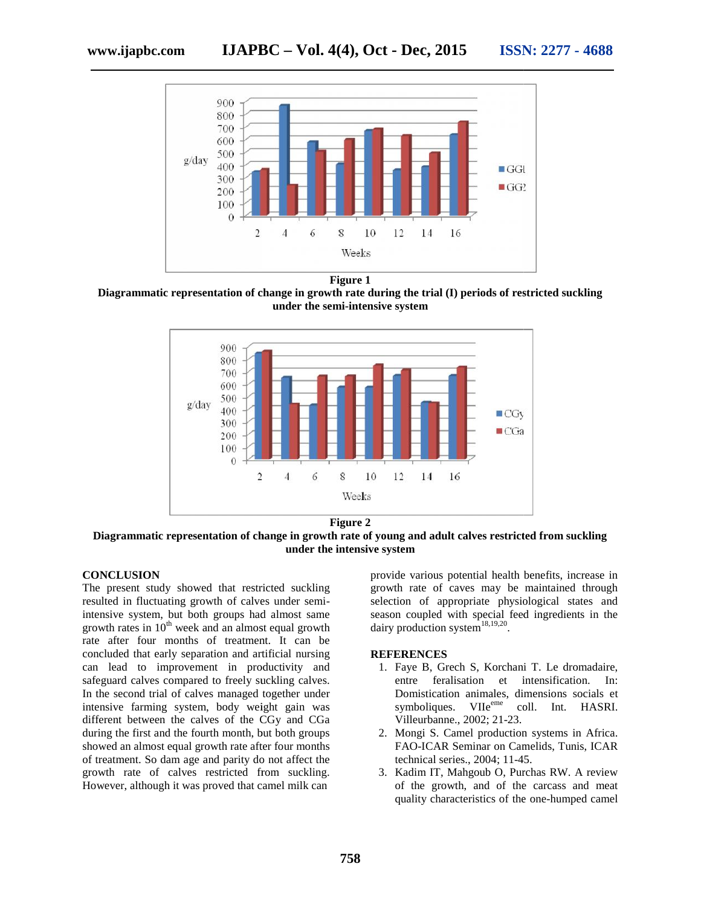**Figure 1**

**Diagrammatic representation of change in growth rate during the trial (I) periods of restricted suckling under the semi-intensive system**

**Figure 2**

**Diagrammatic representation of change in growth rate of young and adult calves restricted from suckling under the intensive system**

## CONCLUSION

The present study showed that restricted suckling resulted in fluctuating growth of calves under semi-intensive system, but both groups had almost same growth rates in 10th week and an almost equal growth rate after four months of treatment. It can be concluded that early separation and artificial nursing can lead to improvement in productivity and safeguard calves compared to freely suckling calves. In the second trial of calves managed together under intensive farming system, body weight gain was different between the calves of the CGy and CGa during the first and the fourth month, but both groups showed an almost equal growth rate after four months of treatment. So dam age and parity do not affect the growth rate of calves restricted from suckling. However, although it was proved that camel milk can provide various potential health benefits, increase in growth rate of caves may be maintained through selection of appropriate physiological states and season coupled with special feed ingredients in the dairy production system[18,19,20].

## REFERENCES

1. Faye B, Grech S, Korchani T. Le dromadaire, entre feralisation et intensification. In: Domistication animales, dimensions socials et symboliques. VIIeme coll. Int. HASRI. Villeurbanne., 2002; 21-23.
2. Mongi S. Camel production systems in Africa. FAO-ICAR Seminar on Camelids, Tunis, ICAR technical series., 2004; 11-45.
3. Kadim IT, Mahgoub O, Purchas RW. A review of the growth, and of the carcass and meat quality characteristics of the one-humped camel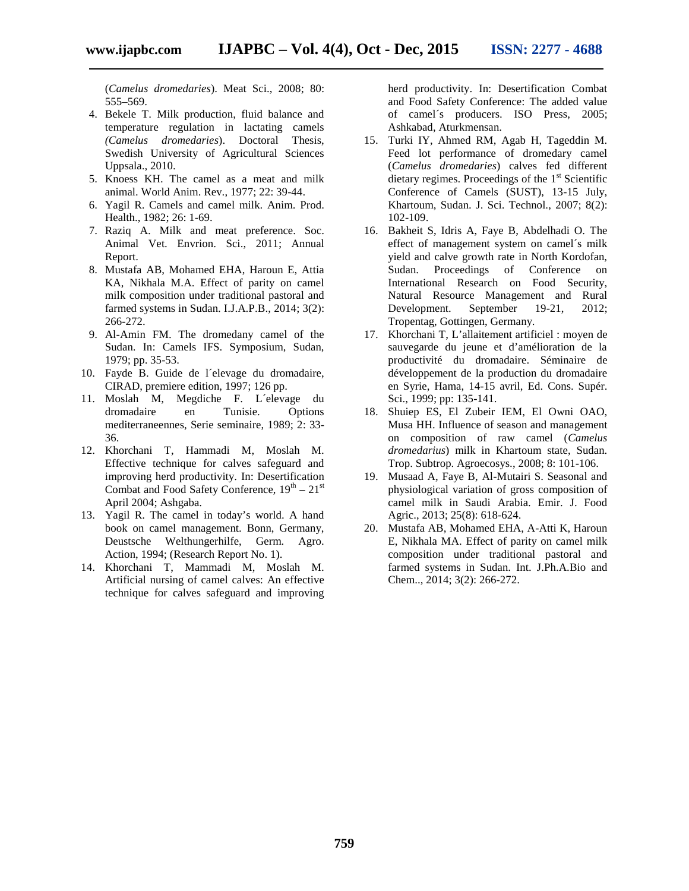(*Camelus dromedaries*). Meat Sci., 2008; 80: 555–569.

4. Bekele T. Milk production, fluid balance and temperature regulation in lactating camels *(Camelus dromedaries*). Doctoral Thesis, Swedish University of Agricultural Sciences Uppsala., 2010.
5. Knoess KH. The camel as a meat and milk animal. World Anim. Rev., 1977; 22: 39-44.
6. Yagil R. Camels and camel milk. Anim. Prod. Health., 1982; 26: 1-69.
7. Raziq A. Milk and meat preference. Soc. Animal Vet. Envrion. Sci., 2011; Annual Report.
8. Mustafa AB, Mohamed EHA, Haroun E, Attia KA, Nikhala M.A. Effect of parity on camel milk composition under traditional pastoral and farmed systems in Sudan. I.J.A.P.B., 2014; 3(2): 266-272.
9. Al-Amin FM. The dromedany camel of the Sudan. In: Camels IFS. Symposium, Sudan, 1979; pp. 35-53.
10. Fayde B. Guide de l´elevage du dromadaire, CIRAD, premiere edition, 1997; 126 pp.
11. Moslah M, Megdiche F. L´elevage du dromadaire en Tunisie. Options mediterraneennes, Serie seminaire, 1989; 2: 33-36.
12. Khorchani T, Hammadi M, Moslah M. Effective technique for calves safeguard and improving herd productivity. In: Desertification Combat and Food Safety Conference, 19th – 21st April 2004; Ashgaba.
13. Yagil R. The camel in today's world. A hand book on camel management. Bonn, Germany, Deustsche Welthungerhilfe, Germ. Agro. Action, 1994; (Research Report No. 1).
14. Khorchani T, Mammadi M, Moslah M. Artificial nursing of camel calves: An effective technique for calves safeguard and improving herd productivity. In: Desertification Combat and Food Safety Conference: The added value of camel´s producers. ISO Press, 2005; Ashkabad, Aturkmensan.
15. Turki IY, Ahmed RM, Agab H, Tageddin M. Feed lot performance of dromedary camel (*Camelus dromedaries*) calves fed different dietary regimes. Proceedings of the 1st Scientific Conference of Camels (SUST), 13-15 July, Khartoum, Sudan. J. Sci. Technol., 2007; 8(2): 102-109.
16. Bakheit S, Idris A, Faye B, Abdelhadi O. The effect of management system on camel´s milk yield and calve growth rate in North Kordofan, Sudan. Proceedings of Conference on International Research on Food Security, Natural Resource Management and Rural Development. September 19-21, 2012; Tropentag, Gottingen, Germany.
17. Khorchani T, L'allaitement artificiel : moyen de sauvegarde du jeune et d'amélioration de la productivité du dromadaire. Séminaire de développement de la production du dromadaire en Syrie, Hama, 14-15 avril, Ed. Cons. Supér. Sci., 1999; pp: 135-141.
18. Shuiep ES, El Zubeir IEM, El Owni OAO, Musa HH. Influence of season and management on composition of raw camel (*Camelus dromedarius*) milk in Khartoum state, Sudan. Trop. Subtrop. Agroecosys., 2008; 8: 101-106.
19. Musaad A, Faye B, Al-Mutairi S. Seasonal and physiological variation of gross composition of camel milk in Saudi Arabia. Emir. J. Food Agric., 2013; 25(8): 618-624.
20. Mustafa AB, Mohamed EHA, A-Atti K, Haroun E, Nikhala MA. Effect of parity on camel milk composition under traditional pastoral and farmed systems in Sudan. Int. J.Ph.A.Bio and Chem.., 2014; 3(2): 266-272.